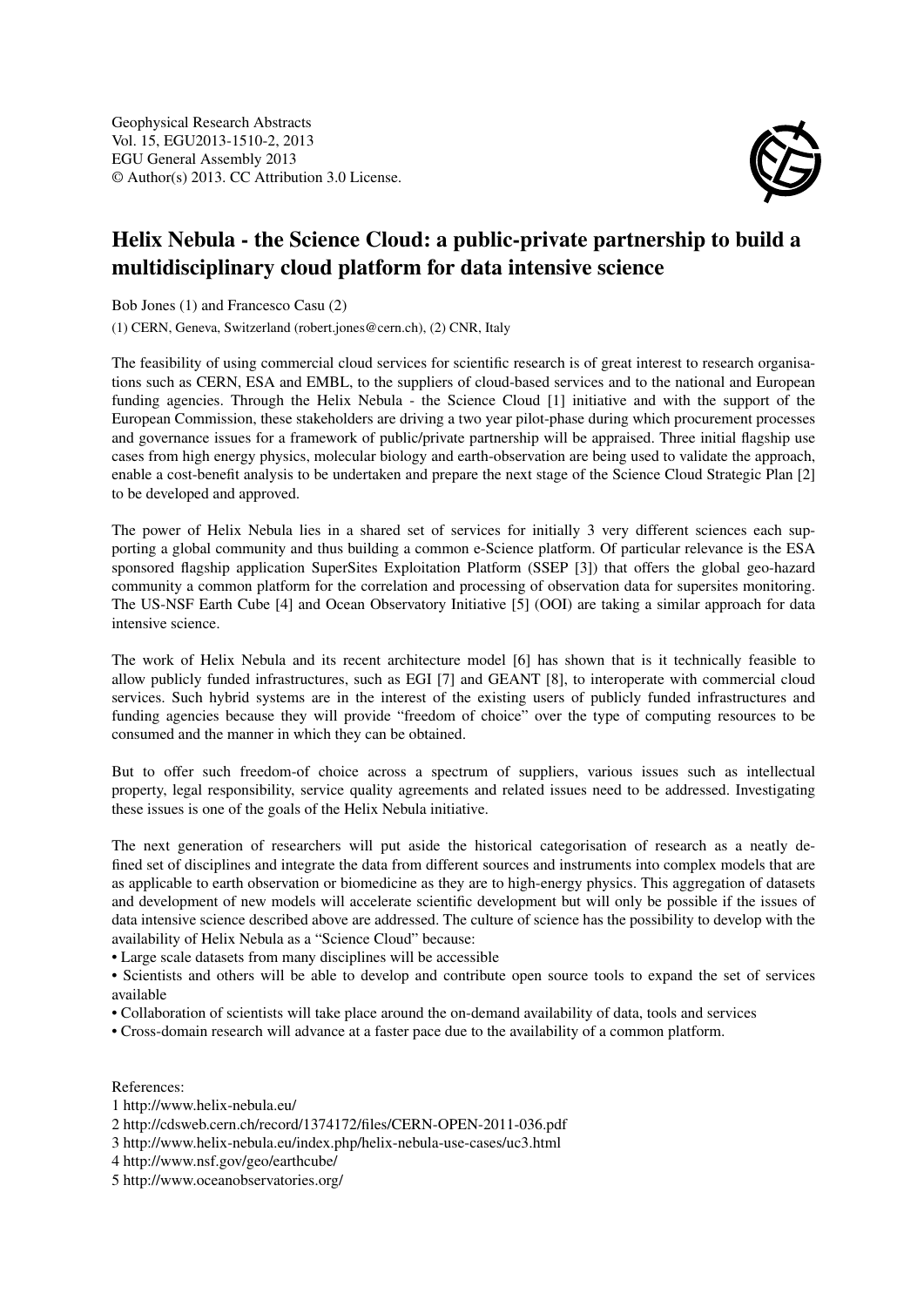Geophysical Research Abstracts
Vol. 15, EGU2013-1510-2, 2013
EGU General Assembly 2013
© Author(s) 2013. CC Attribution 3.0 License.

# Helix Nebula - the Science Cloud: a public-private partnership to build a multidisciplinary cloud platform for data intensive science

Bob Jones (1) and Francesco Casu (2)

(1) CERN, Geneva, Switzerland (robert.jones@cern.ch), (2) CNR, Italy

The feasibility of using commercial cloud services for scientific research is of great interest to research organisations such as CERN, ESA and EMBL, to the suppliers of cloud-based services and to the national and European funding agencies. Through the Helix Nebula - the Science Cloud [1] initiative and with the support of the European Commission, these stakeholders are driving a two year pilot-phase during which procurement processes and governance issues for a framework of public/private partnership will be appraised. Three initial flagship use cases from high energy physics, molecular biology and earth-observation are being used to validate the approach, enable a cost-benefit analysis to be undertaken and prepare the next stage of the Science Cloud Strategic Plan [2] to be developed and approved.

The power of Helix Nebula lies in a shared set of services for initially 3 very different sciences each supporting a global community and thus building a common e-Science platform. Of particular relevance is the ESA sponsored flagship application SuperSites Exploitation Platform (SSEP [3]) that offers the global geo-hazard community a common platform for the correlation and processing of observation data for supersites monitoring. The US-NSF Earth Cube [4] and Ocean Observatory Initiative [5] (OOI) are taking a similar approach for data intensive science.

The work of Helix Nebula and its recent architecture model [6] has shown that is it technically feasible to allow publicly funded infrastructures, such as EGI [7] and GEANT [8], to interoperate with commercial cloud services. Such hybrid systems are in the interest of the existing users of publicly funded infrastructures and funding agencies because they will provide "freedom of choice" over the type of computing resources to be consumed and the manner in which they can be obtained.

But to offer such freedom-of choice across a spectrum of suppliers, various issues such as intellectual property, legal responsibility, service quality agreements and related issues need to be addressed. Investigating these issues is one of the goals of the Helix Nebula initiative.

The next generation of researchers will put aside the historical categorisation of research as a neatly defined set of disciplines and integrate the data from different sources and instruments into complex models that are as applicable to earth observation or biomedicine as they are to high-energy physics. This aggregation of datasets and development of new models will accelerate scientific development but will only be possible if the issues of data intensive science described above are addressed. The culture of science has the possibility to develop with the availability of Helix Nebula as a "Science Cloud" because:

- Large scale datasets from many disciplines will be accessible
- Scientists and others will be able to develop and contribute open source tools to expand the set of services available
- Collaboration of scientists will take place around the on-demand availability of data, tools and services
- Cross-domain research will advance at a faster pace due to the availability of a common platform.

References:

1 http://www.helix-nebula.eu/
2 http://cdsweb.cern.ch/record/1374172/files/CERN-OPEN-2011-036.pdf
3 http://www.helix-nebula.eu/index.php/helix-nebula-use-cases/uc3.html
4 http://www.nsf.gov/geo/earthcube/
5 http://www.oceanobservatories.org/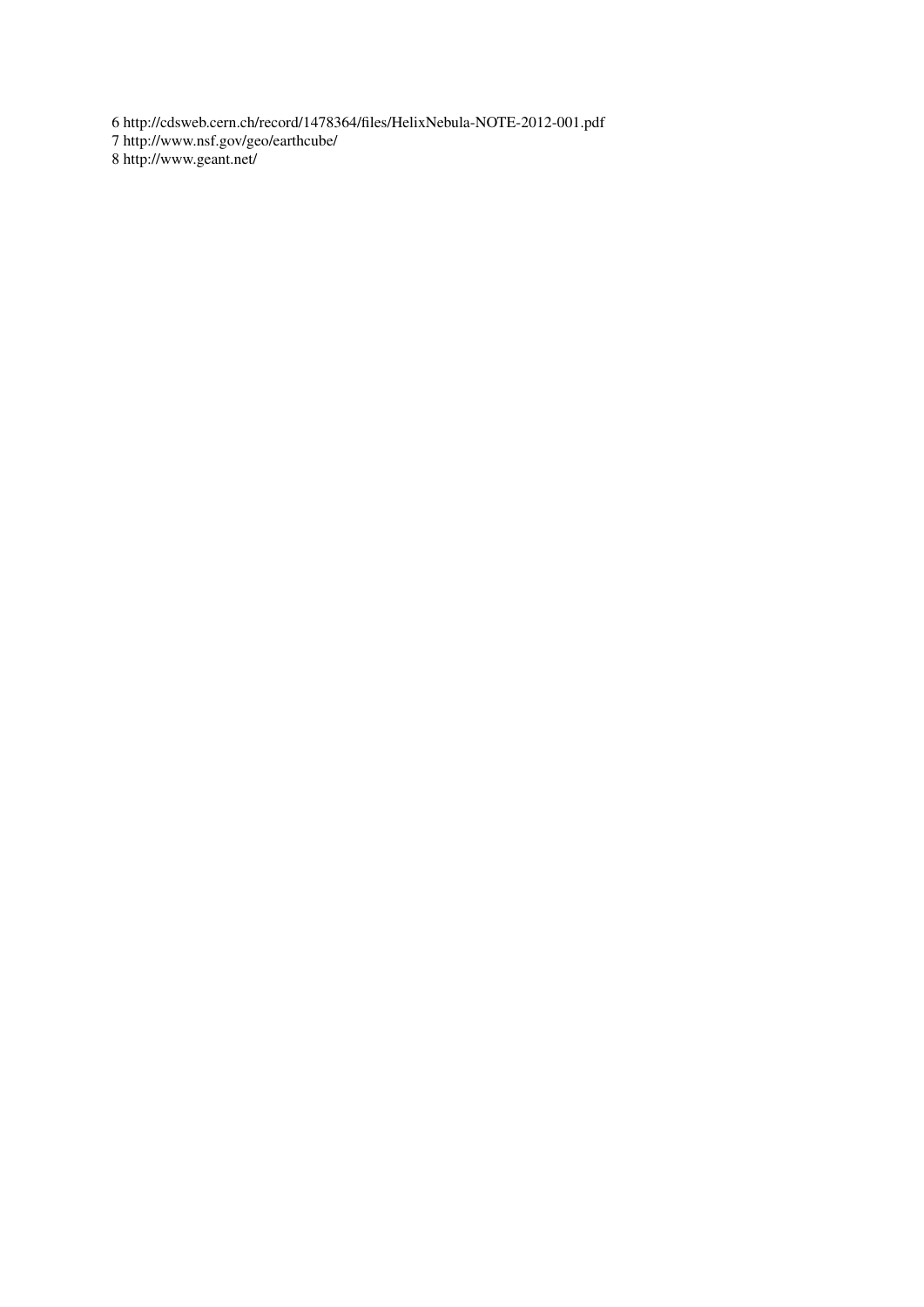6 http://cdsweb.cern.ch/record/1478364/files/HelixNebula-NOTE-2012-001.pdf
7 http://www.nsf.gov/geo/earthcube/
8 http://www.geant.net/